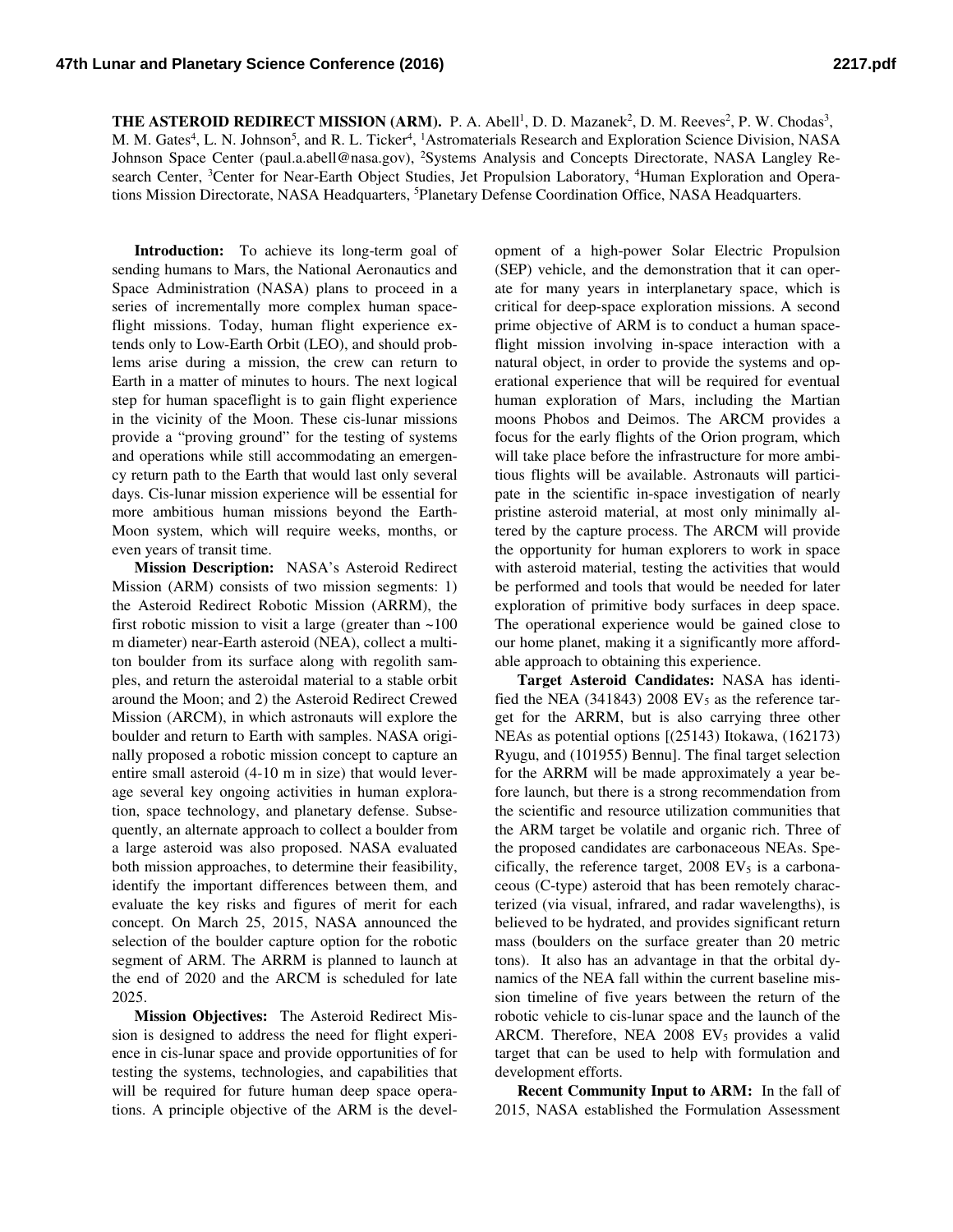**THE ASTEROID REDIRECT MISSION (ARM).** P. A. Abell[1], D. D. Mazanek[2], D. M. Reeves[2], P. W. Chodas[3], M. M. Gates[4], L. N. Johnson[5], and R. L. Ticker[4], [1]Astromaterials Research and Exploration Science Division, NASA Johnson Space Center (paul.a.abell@nasa.gov), [2]Systems Analysis and Concepts Directorate, NASA Langley Research Center, [3]Center for Near-Earth Object Studies, Jet Propulsion Laboratory, [4]Human Exploration and Operations Mission Directorate, NASA Headquarters, [5]Planetary Defense Coordination Office, NASA Headquarters.

**Introduction:** To achieve its long-term goal of sending humans to Mars, the National Aeronautics and Space Administration (NASA) plans to proceed in a series of incrementally more complex human spaceflight missions. Today, human flight experience extends only to Low-Earth Orbit (LEO), and should problems arise during a mission, the crew can return to Earth in a matter of minutes to hours. The next logical step for human spaceflight is to gain flight experience in the vicinity of the Moon. These cis-lunar missions provide a "proving ground" for the testing of systems and operations while still accommodating an emergency return path to the Earth that would last only several days. Cis-lunar mission experience will be essential for more ambitious human missions beyond the Earth-Moon system, which will require weeks, months, or even years of transit time.

**Mission Description:** NASA's Asteroid Redirect Mission (ARM) consists of two mission segments: 1) the Asteroid Redirect Robotic Mission (ARRM), the first robotic mission to visit a large (greater than ~100 m diameter) near-Earth asteroid (NEA), collect a multi-ton boulder from its surface along with regolith samples, and return the asteroidal material to a stable orbit around the Moon; and 2) the Asteroid Redirect Crewed Mission (ARCM), in which astronauts will explore the boulder and return to Earth with samples. NASA originally proposed a robotic mission concept to capture an entire small asteroid (4-10 m in size) that would leverage several key ongoing activities in human exploration, space technology, and planetary defense. Subsequently, an alternate approach to collect a boulder from a large asteroid was also proposed. NASA evaluated both mission approaches, to determine their feasibility, identify the important differences between them, and evaluate the key risks and figures of merit for each concept. On March 25, 2015, NASA announced the selection of the boulder capture option for the robotic segment of ARM. The ARRM is planned to launch at the end of 2020 and the ARCM is scheduled for late 2025.

**Mission Objectives:** The Asteroid Redirect Mission is designed to address the need for flight experience in cis-lunar space and provide opportunities of for testing the systems, technologies, and capabilities that will be required for future human deep space operations. A principle objective of the ARM is the development of a high-power Solar Electric Propulsion (SEP) vehicle, and the demonstration that it can operate for many years in interplanetary space, which is critical for deep-space exploration missions. A second prime objective of ARM is to conduct a human spaceflight mission involving in-space interaction with a natural object, in order to provide the systems and operational experience that will be required for eventual human exploration of Mars, including the Martian moons Phobos and Deimos. The ARCM provides a focus for the early flights of the Orion program, which will take place before the infrastructure for more ambitious flights will be available. Astronauts will participate in the scientific in-space investigation of nearly pristine asteroid material, at most only minimally altered by the capture process. The ARCM will provide the opportunity for human explorers to work in space with asteroid material, testing the activities that would be performed and tools that would be needed for later exploration of primitive body surfaces in deep space. The operational experience would be gained close to our home planet, making it a significantly more affordable approach to obtaining this experience.

**Target Asteroid Candidates:** NASA has identified the NEA (341843) 2008 $EV_5$ as the reference target for the ARRM, but is also carrying three other NEAs as potential options [(25143) Itokawa, (162173) Ryugu, and (101955) Bennu]. The final target selection for the ARRM will be made approximately a year before launch, but there is a strong recommendation from the scientific and resource utilization communities that the ARM target be volatile and organic rich. Three of the proposed candidates are carbonaceous NEAs. Specifically, the reference target, 2008 $EV_5$ is a carbonaceous (C-type) asteroid that has been remotely characterized (via visual, infrared, and radar wavelengths), is believed to be hydrated, and provides significant return mass (boulders on the surface greater than 20 metric tons). It also has an advantage in that the orbital dynamics of the NEA fall within the current baseline mission timeline of five years between the return of the robotic vehicle to cis-lunar space and the launch of the ARCM. Therefore, NEA 2008 $EV_5$ provides a valid target that can be used to help with formulation and development efforts.

**Recent Community Input to ARM:** In the fall of 2015, NASA established the Formulation Assessment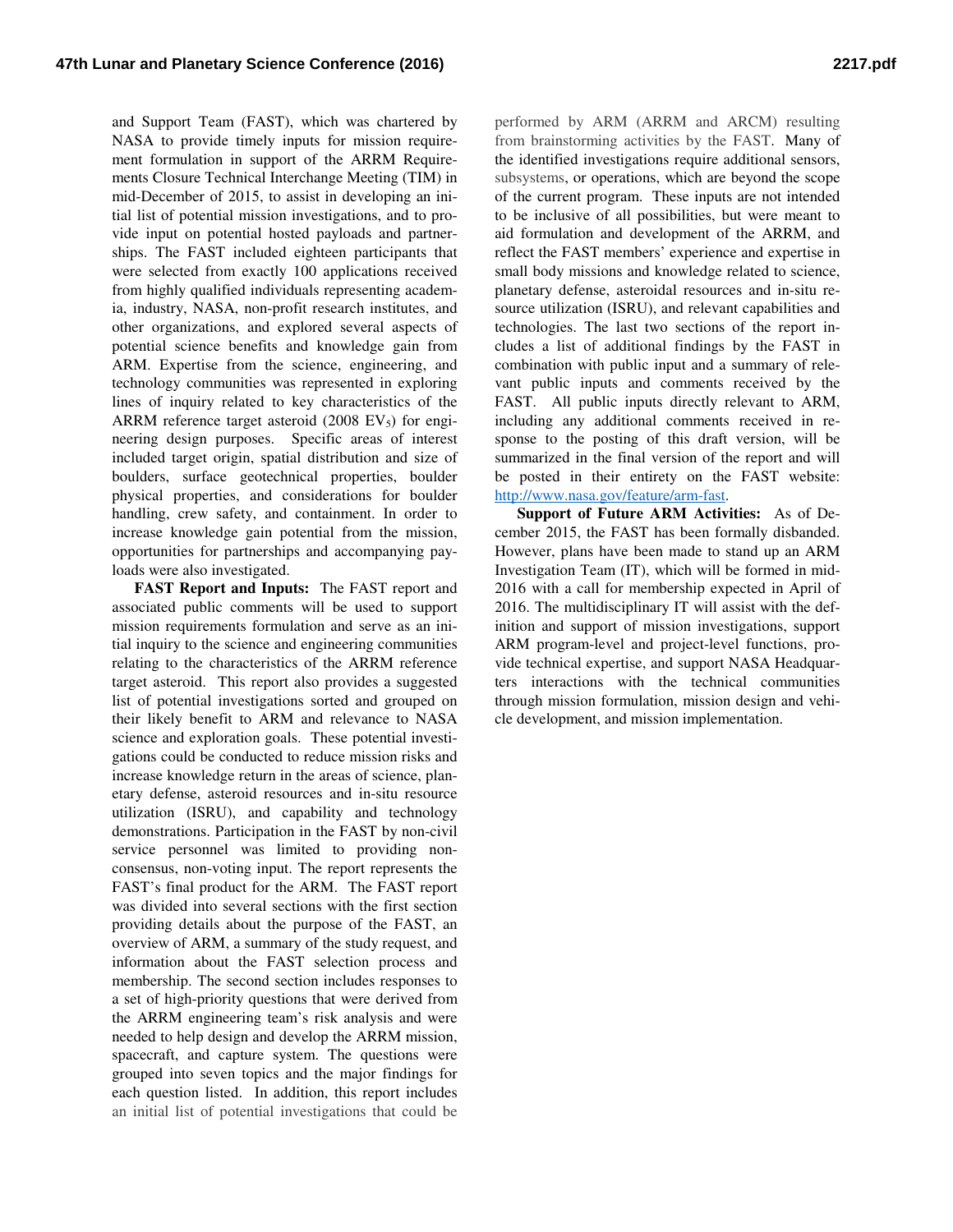and Support Team (FAST), which was chartered by NASA to provide timely inputs for mission requirement formulation in support of the ARRM Requirements Closure Technical Interchange Meeting (TIM) in mid-December of 2015, to assist in developing an initial list of potential mission investigations, and to provide input on potential hosted payloads and partnerships. The FAST included eighteen participants that were selected from exactly 100 applications received from highly qualified individuals representing academia, industry, NASA, non-profit research institutes, and other organizations, and explored several aspects of potential science benefits and knowledge gain from ARM. Expertise from the science, engineering, and technology communities was represented in exploring lines of inquiry related to key characteristics of the ARRM reference target asteroid (2008 $EV_5$) for engineering design purposes. Specific areas of interest included target origin, spatial distribution and size of boulders, surface geotechnical properties, boulder physical properties, and considerations for boulder handling, crew safety, and containment. In order to increase knowledge gain potential from the mission, opportunities for partnerships and accompanying payloads were also investigated.

**FAST Report and Inputs:** The FAST report and associated public comments will be used to support mission requirements formulation and serve as an initial inquiry to the science and engineering communities relating to the characteristics of the ARRM reference target asteroid. This report also provides a suggested list of potential investigations sorted and grouped on their likely benefit to ARM and relevance to NASA science and exploration goals. These potential investigations could be conducted to reduce mission risks and increase knowledge return in the areas of science, planetary defense, asteroid resources and in-situ resource utilization (ISRU), and capability and technology demonstrations. Participation in the FAST by non-civil service personnel was limited to providing non-consensus, non-voting input. The report represents the FAST's final product for the ARM. The FAST report was divided into several sections with the first section providing details about the purpose of the FAST, an overview of ARM, a summary of the study request, and information about the FAST selection process and membership. The second section includes responses to a set of high-priority questions that were derived from the ARRM engineering team's risk analysis and were needed to help design and develop the ARRM mission, spacecraft, and capture system. The questions were grouped into seven topics and the major findings for each question listed. In addition, this report includes an initial list of potential investigations that could be performed by ARM (ARRM and ARCM) resulting from brainstorming activities by the FAST. Many of the identified investigations require additional sensors, subsystems, or operations, which are beyond the scope of the current program. These inputs are not intended to be inclusive of all possibilities, but were meant to aid formulation and development of the ARRM, and reflect the FAST members' experience and expertise in small body missions and knowledge related to science, planetary defense, asteroidal resources and in-situ resource utilization (ISRU), and relevant capabilities and technologies. The last two sections of the report includes a list of additional findings by the FAST in combination with public input and a summary of relevant public inputs and comments received by the FAST. All public inputs directly relevant to ARM, including any additional comments received in response to the posting of this draft version, will be summarized in the final version of the report and will be posted in their entirety on the FAST website: http://www.nasa.gov/feature/arm-fast.

**Support of Future ARM Activities:** As of December 2015, the FAST has been formally disbanded. However, plans have been made to stand up an ARM Investigation Team (IT), which will be formed in mid-2016 with a call for membership expected in April of 2016. The multidisciplinary IT will assist with the definition and support of mission investigations, support ARM program-level and project-level functions, provide technical expertise, and support NASA Headquarters interactions with the technical communities through mission formulation, mission design and vehicle development, and mission implementation.